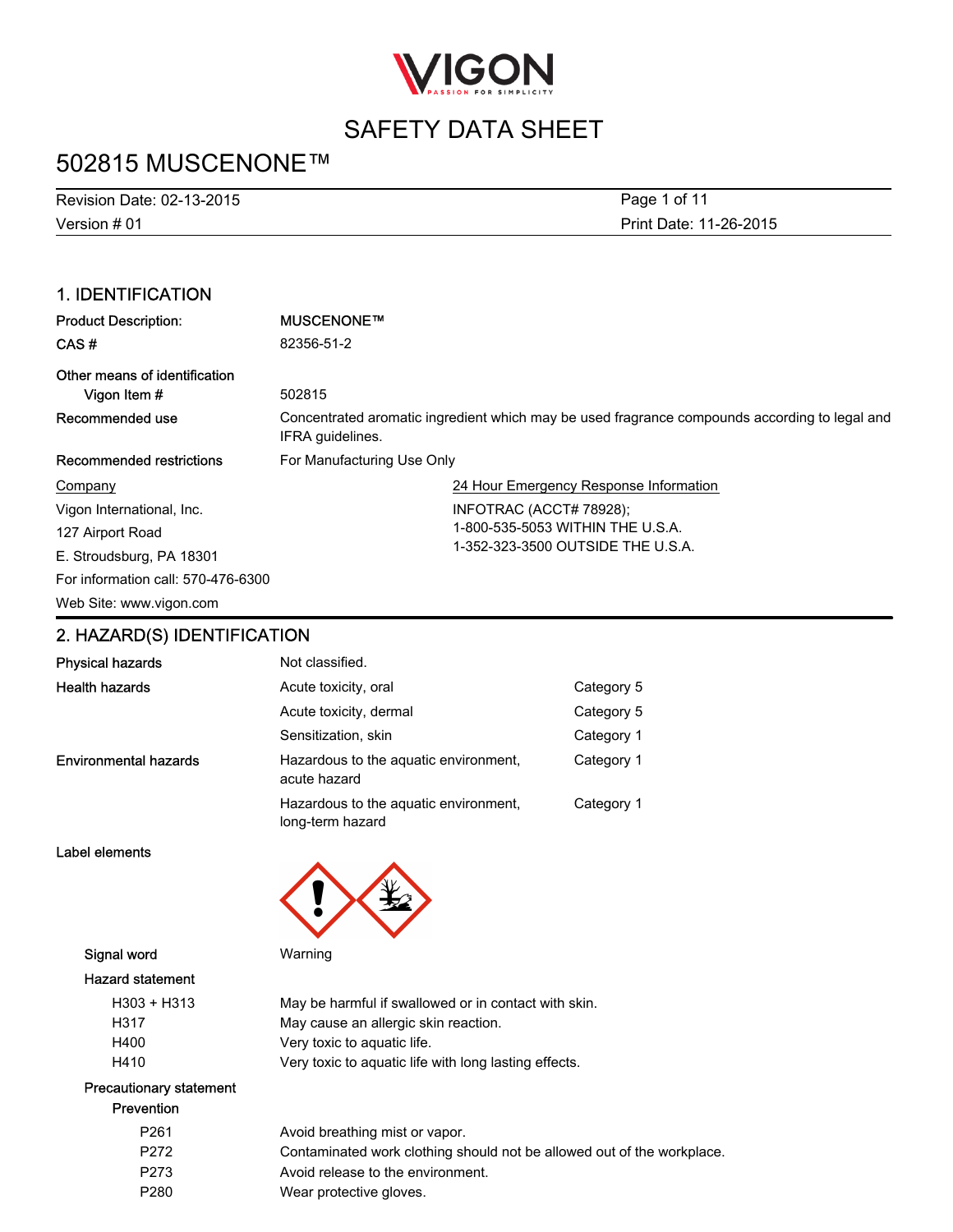# SAFETY DATA SHEET

# 502815 MUSCENONE™

Revision Date: 02-13-2015
Version # 01
Print Date: 11-26-2015

## 1. IDENTIFICATION

| | |
|---|---|
| **Product Description:** | **MUSCENONE™** |
| **CAS #** | 82356-51-2 |
| **Other means of identification** | |
| **Vigon Item #** | 502815 |
| **Recommended use** | Concentrated aromatic ingredient which may be used fragrance compounds according to legal and IFRA guidelines. |
| **Recommended restrictions** | For Manufacturing Use Only |

**Company**
Vigon International, Inc.
127 Airport Road
E. Stroudsburg, PA 18301
For information call: 570-476-6300
Web Site: www.vigon.com

**24 Hour Emergency Response Information**
INFOTRAC (ACCT# 78928);
1-800-535-5053 WITHIN THE U.S.A.
1-352-323-3500 OUTSIDE THE U.S.A.

## 2. HAZARD(S) IDENTIFICATION

| | | |
|---|---|---|
| **Physical hazards** | Not classified. | |
| **Health hazards** | Acute toxicity, oral | Category 5 |
| | Acute toxicity, dermal | Category 5 |
| | Sensitization, skin | Category 1 |
| **Environmental hazards** | Hazardous to the aquatic environment, acute hazard | Category 1 |
| | Hazardous to the aquatic environment, long-term hazard | Category 1 |

**Label elements**

**Signal word** Warning

**Hazard statement**

| | |
|---|---|
| H303 + H313 | May be harmful if swallowed or in contact with skin. |
| H317 | May cause an allergic skin reaction. |
| H400 | Very toxic to aquatic life. |
| H410 | Very toxic to aquatic life with long lasting effects. |

**Precautionary statement**

**Prevention**

| | |
|---|---|
| P261 | Avoid breathing mist or vapor. |
| P272 | Contaminated work clothing should not be allowed out of the workplace. |
| P273 | Avoid release to the environment. |
| P280 | Wear protective gloves. |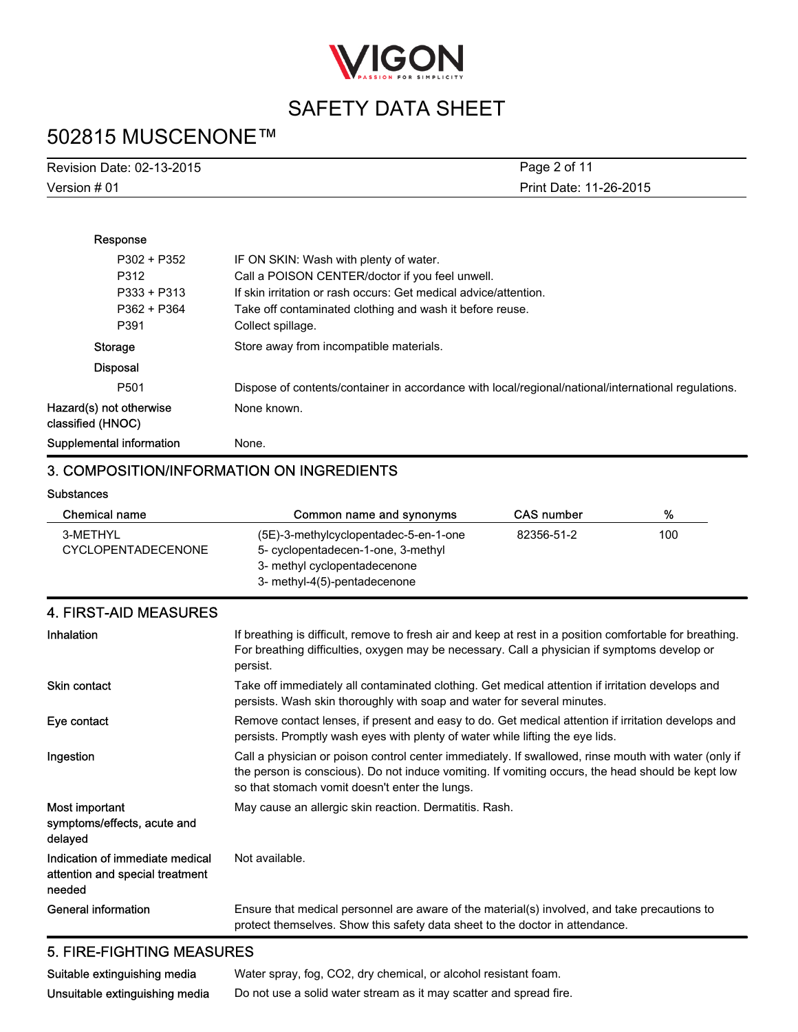**Response**

| | |
|---|---|
| P302 + P352 | IF ON SKIN: Wash with plenty of water. |
| P312 | Call a POISON CENTER/doctor if you feel unwell. |
| P333 + P313 | If skin irritation or rash occurs: Get medical advice/attention. |
| P362 + P364 | Take off contaminated clothing and wash it before reuse. |
| P391 | Collect spillage. |

**Storage** Store away from incompatible materials.

**Disposal**

| | |
|---|---|
| P501 | Dispose of contents/container in accordance with local/regional/national/international regulations. |

**Hazard(s) not otherwise classified (HNOC)** None known.

**Supplemental information** None.

## 3. COMPOSITION/INFORMATION ON INGREDIENTS

**Substances**

| Chemical name | Common name and synonyms | CAS number | % |
|---|---|---|---|
| 3-METHYL CYCLOPENTADECENONE | (5E)-3-methylcyclopentadec-5-en-1-one<br>5- cyclopentadecen-1-one, 3-methyl<br>3- methyl cyclopentadecenone<br>3- methyl-4(5)-pentadecenone | 82356-51-2 | 100 |

## 4. FIRST-AID MEASURES

**Inhalation**
If breathing is difficult, remove to fresh air and keep at rest in a position comfortable for breathing. For breathing difficulties, oxygen may be necessary. Call a physician if symptoms develop or persist.

**Skin contact**
Take off immediately all contaminated clothing. Get medical attention if irritation develops and persists. Wash skin thoroughly with soap and water for several minutes.

**Eye contact**
Remove contact lenses, if present and easy to do. Get medical attention if irritation develops and persists. Promptly wash eyes with plenty of water while lifting the eye lids.

**Ingestion**
Call a physician or poison control center immediately. If swallowed, rinse mouth with water (only if the person is conscious). Do not induce vomiting. If vomiting occurs, the head should be kept low so that stomach vomit doesn't enter the lungs.

**Most important symptoms/effects, acute and delayed**
May cause an allergic skin reaction. Dermatitis. Rash.

**Indication of immediate medical attention and special treatment needed**
Not available.

**General information**
Ensure that medical personnel are aware of the material(s) involved, and take precautions to protect themselves. Show this safety data sheet to the doctor in attendance.

## 5. FIRE-FIGHTING MEASURES

**Suitable extinguishing media**
Water spray, fog, CO2, dry chemical, or alcohol resistant foam.

**Unsuitable extinguishing media**
Do not use a solid water stream as it may scatter and spread fire.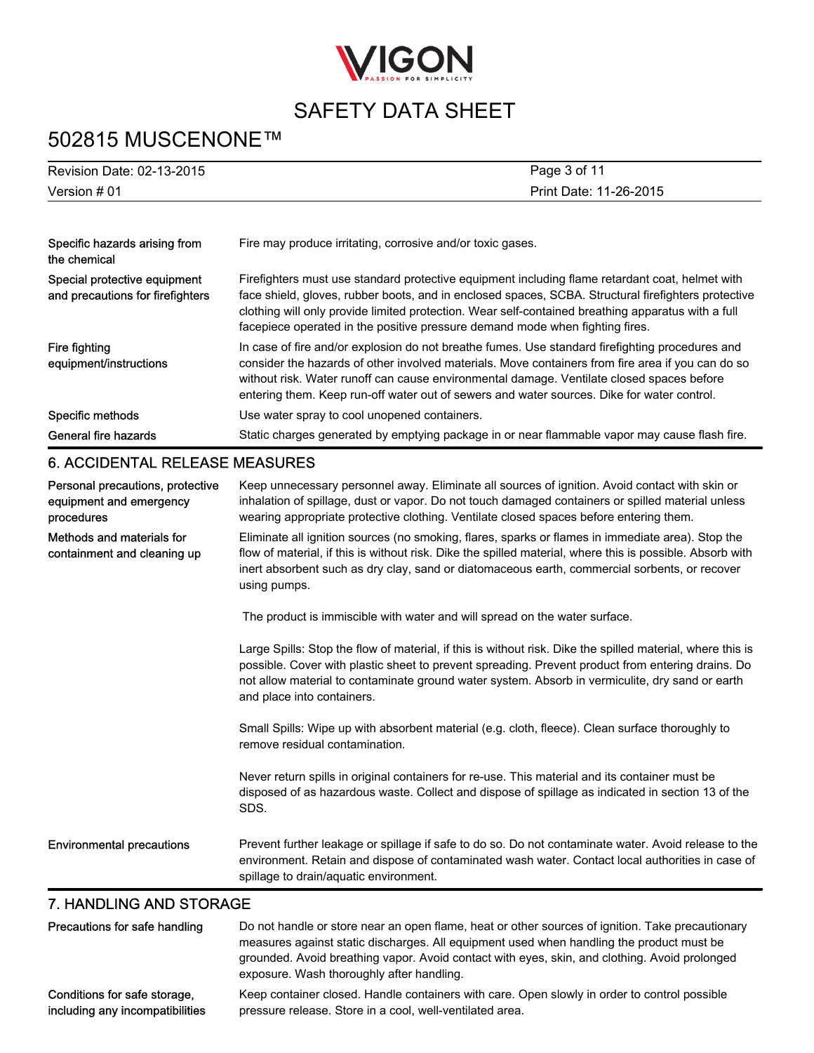| | |
|---|---|
| Specific hazards arising from the chemical | Fire may produce irritating, corrosive and/or toxic gases. |
| Special protective equipment and precautions for firefighters | Firefighters must use standard protective equipment including flame retardant coat, helmet with face shield, gloves, rubber boots, and in enclosed spaces, SCBA. Structural firefighters protective clothing will only provide limited protection. Wear self-contained breathing apparatus with a full facepiece operated in the positive pressure demand mode when fighting fires. |
| Fire fighting equipment/instructions | In case of fire and/or explosion do not breathe fumes. Use standard firefighting procedures and consider the hazards of other involved materials. Move containers from fire area if you can do so without risk. Water runoff can cause environmental damage. Ventilate closed spaces before entering them. Keep run-off water out of sewers and water sources. Dike for water control. |
| Specific methods | Use water spray to cool unopened containers. |
| General fire hazards | Static charges generated by emptying package in or near flammable vapor may cause flash fire. |

## 6. ACCIDENTAL RELEASE MEASURES

**Personal precautions, protective equipment and emergency procedures**

Keep unnecessary personnel away. Eliminate all sources of ignition. Avoid contact with skin or inhalation of spillage, dust or vapor. Do not touch damaged containers or spilled material unless wearing appropriate protective clothing. Ventilate closed spaces before entering them.

**Methods and materials for containment and cleaning up**

Eliminate all ignition sources (no smoking, flares, sparks or flames in immediate area). Stop the flow of material, if this is without risk. Dike the spilled material, where this is possible. Absorb with inert absorbent such as dry clay, sand or diatomaceous earth, commercial sorbents, or recover using pumps.

The product is immiscible with water and will spread on the water surface.

Large Spills: Stop the flow of material, if this is without risk. Dike the spilled material, where this is possible. Cover with plastic sheet to prevent spreading. Prevent product from entering drains. Do not allow material to contaminate ground water system. Absorb in vermiculite, dry sand or earth and place into containers.

Small Spills: Wipe up with absorbent material (e.g. cloth, fleece). Clean surface thoroughly to remove residual contamination.

Never return spills in original containers for re-use. This material and its container must be disposed of as hazardous waste. Collect and dispose of spillage as indicated in section 13 of the SDS.

**Environmental precautions**

Prevent further leakage or spillage if safe to do so. Do not contaminate water. Avoid release to the environment. Retain and dispose of contaminated wash water. Contact local authorities in case of spillage to drain/aquatic environment.

## 7. HANDLING AND STORAGE

**Precautions for safe handling**

Do not handle or store near an open flame, heat or other sources of ignition. Take precautionary measures against static discharges. All equipment used when handling the product must be grounded. Avoid breathing vapor. Avoid contact with eyes, skin, and clothing. Avoid prolonged exposure. Wash thoroughly after handling.

**Conditions for safe storage, including any incompatibilities**

Keep container closed. Handle containers with care. Open slowly in order to control possible pressure release. Store in a cool, well-ventilated area.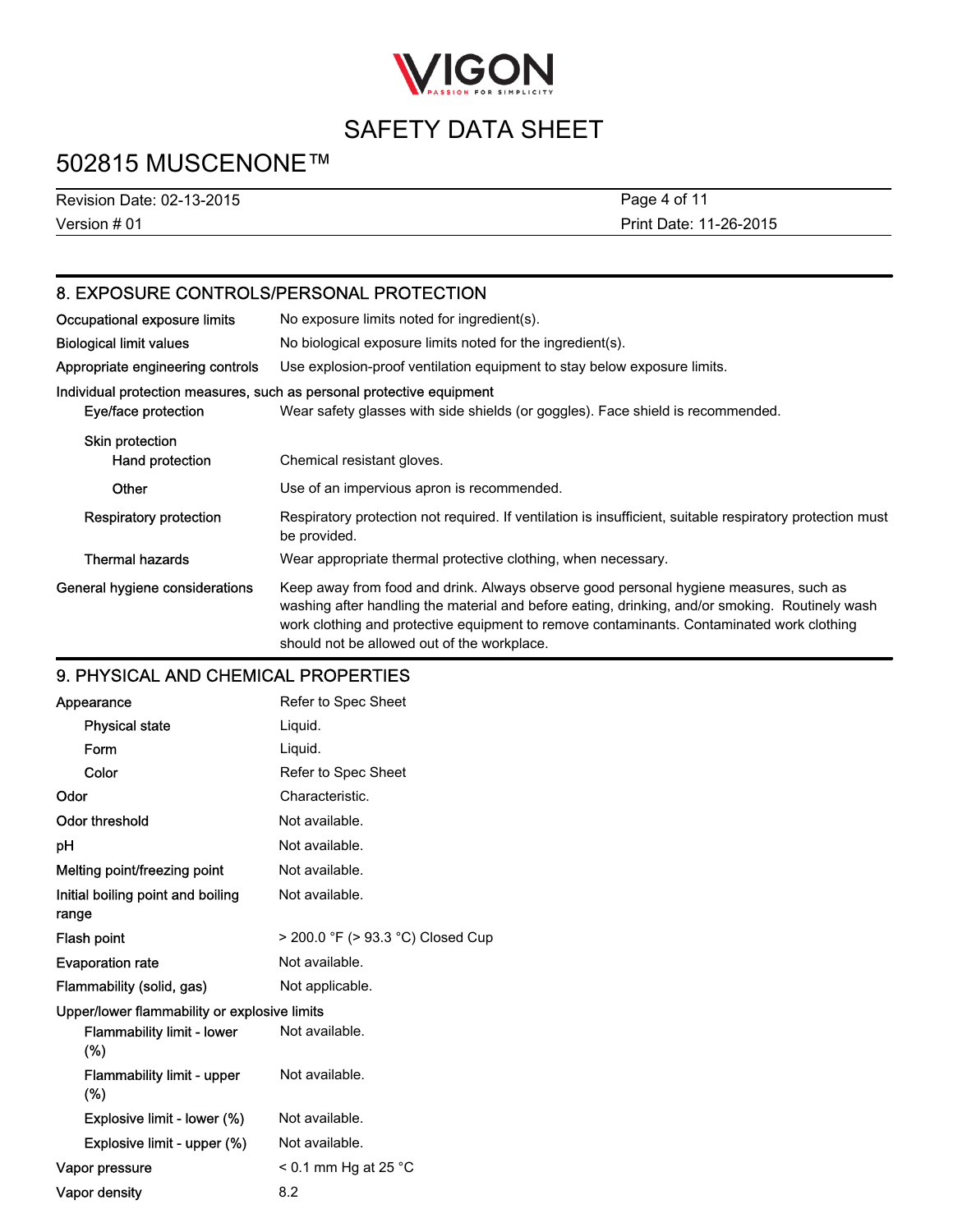## 8. EXPOSURE CONTROLS/PERSONAL PROTECTION

| | |
|---|---|
| Occupational exposure limits | No exposure limits noted for ingredient(s). |
| Biological limit values | No biological exposure limits noted for the ingredient(s). |
| Appropriate engineering controls | Use explosion-proof ventilation equipment to stay below exposure limits. |

**Individual protection measures, such as personal protective equipment**

| | |
|---|---|
| Eye/face protection | Wear safety glasses with side shields (or goggles). Face shield is recommended. |
| Skin protection | |
| Hand protection | Chemical resistant gloves. |
| Other | Use of an impervious apron is recommended. |
| Respiratory protection | Respiratory protection not required. If ventilation is insufficient, suitable respiratory protection must be provided. |
| Thermal hazards | Wear appropriate thermal protective clothing, when necessary. |
| General hygiene considerations | Keep away from food and drink. Always observe good personal hygiene measures, such as washing after handling the material and before eating, drinking, and/or smoking. Routinely wash work clothing and protective equipment to remove contaminants. Contaminated work clothing should not be allowed out of the workplace. |

## 9. PHYSICAL AND CHEMICAL PROPERTIES

| | |
|---|---|
| Appearance | Refer to Spec Sheet |
| Physical state | Liquid. |
| Form | Liquid. |
| Color | Refer to Spec Sheet |
| Odor | Characteristic. |
| Odor threshold | Not available. |
| pH | Not available. |
| Melting point/freezing point | Not available. |
| Initial boiling point and boiling range | Not available. |
| Flash point | > 200.0 °F (> 93.3 °C) Closed Cup |
| Evaporation rate | Not available. |
| Flammability (solid, gas) | Not applicable. |
| Upper/lower flammability or explosive limits | |
| Flammability limit - lower (%) | Not available. |
| Flammability limit - upper (%) | Not available. |
| Explosive limit - lower (%) | Not available. |
| Explosive limit - upper (%) | Not available. |
| Vapor pressure | < 0.1 mm Hg at 25 °C |
| Vapor density | 8.2 |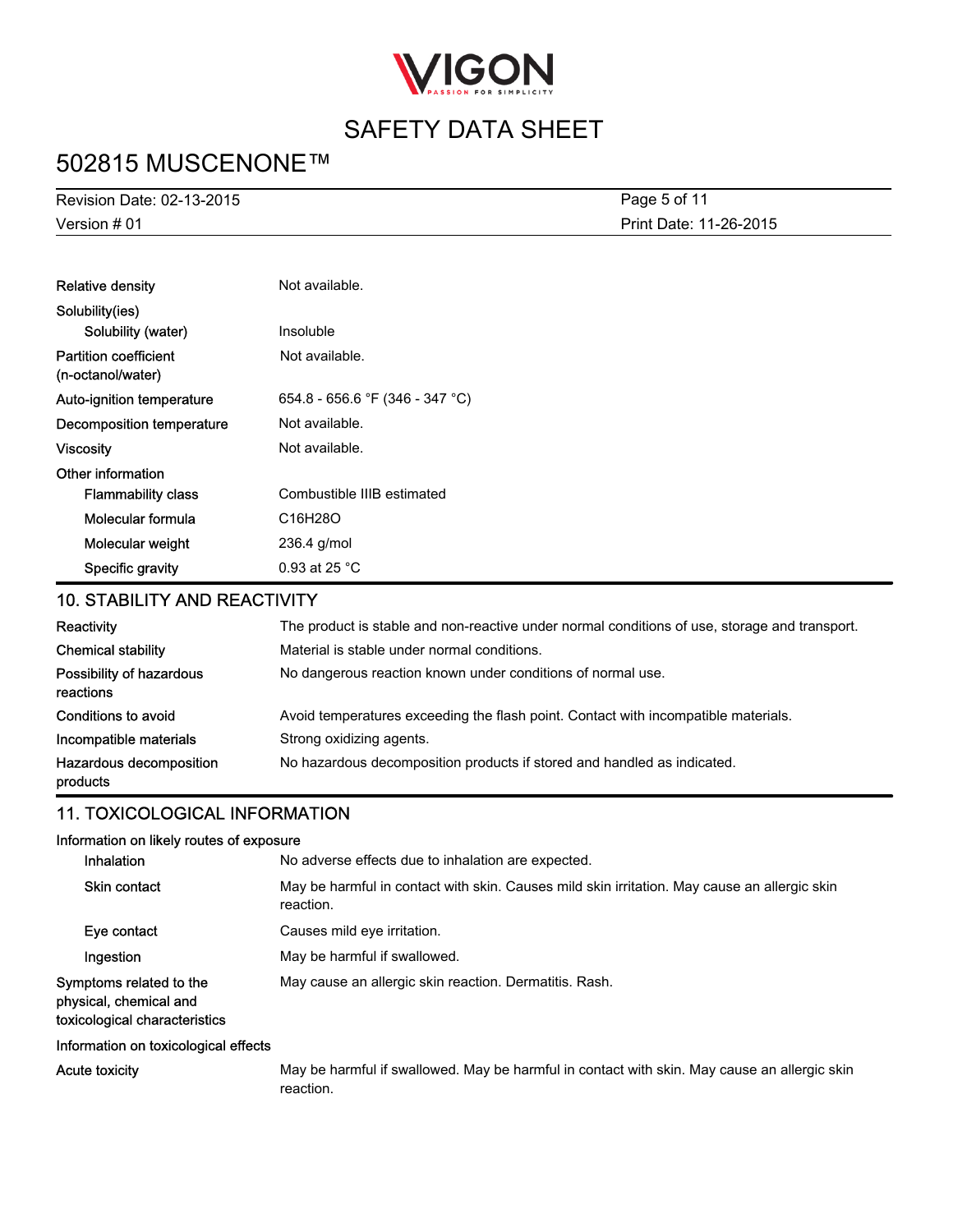| | |
|---|---|
| Relative density | Not available. |
| Solubility(ies) | |
| Solubility (water) | Insoluble |
| Partition coefficient (n-octanol/water) | Not available. |
| Auto-ignition temperature | 654.8 - 656.6 °F (346 - 347 °C) |
| Decomposition temperature | Not available. |
| Viscosity | Not available. |
| Other information | |
| Flammability class | Combustible IIIB estimated |
| Molecular formula | $C_{16}H_{28}O$ |
| Molecular weight | 236.4 g/mol |
| Specific gravity | 0.93 at 25 °C |

## 10. STABILITY AND REACTIVITY

| | |
|---|---|
| Reactivity | The product is stable and non-reactive under normal conditions of use, storage and transport. |
| Chemical stability | Material is stable under normal conditions. |
| Possibility of hazardous reactions | No dangerous reaction known under conditions of normal use. |
| Conditions to avoid | Avoid temperatures exceeding the flash point. Contact with incompatible materials. |
| Incompatible materials | Strong oxidizing agents. |
| Hazardous decomposition products | No hazardous decomposition products if stored and handled as indicated. |

## 11. TOXICOLOGICAL INFORMATION

**Information on likely routes of exposure**

| | |
|---|---|
| Inhalation | No adverse effects due to inhalation are expected. |
| Skin contact | May be harmful in contact with skin. Causes mild skin irritation. May cause an allergic skin reaction. |
| Eye contact | Causes mild eye irritation. |
| Ingestion | May be harmful if swallowed. |
| Symptoms related to the physical, chemical and toxicological characteristics | May cause an allergic skin reaction. Dermatitis. Rash. |

**Information on toxicological effects**

| | |
|---|---|
| Acute toxicity | May be harmful if swallowed. May be harmful in contact with skin. May cause an allergic skin reaction. |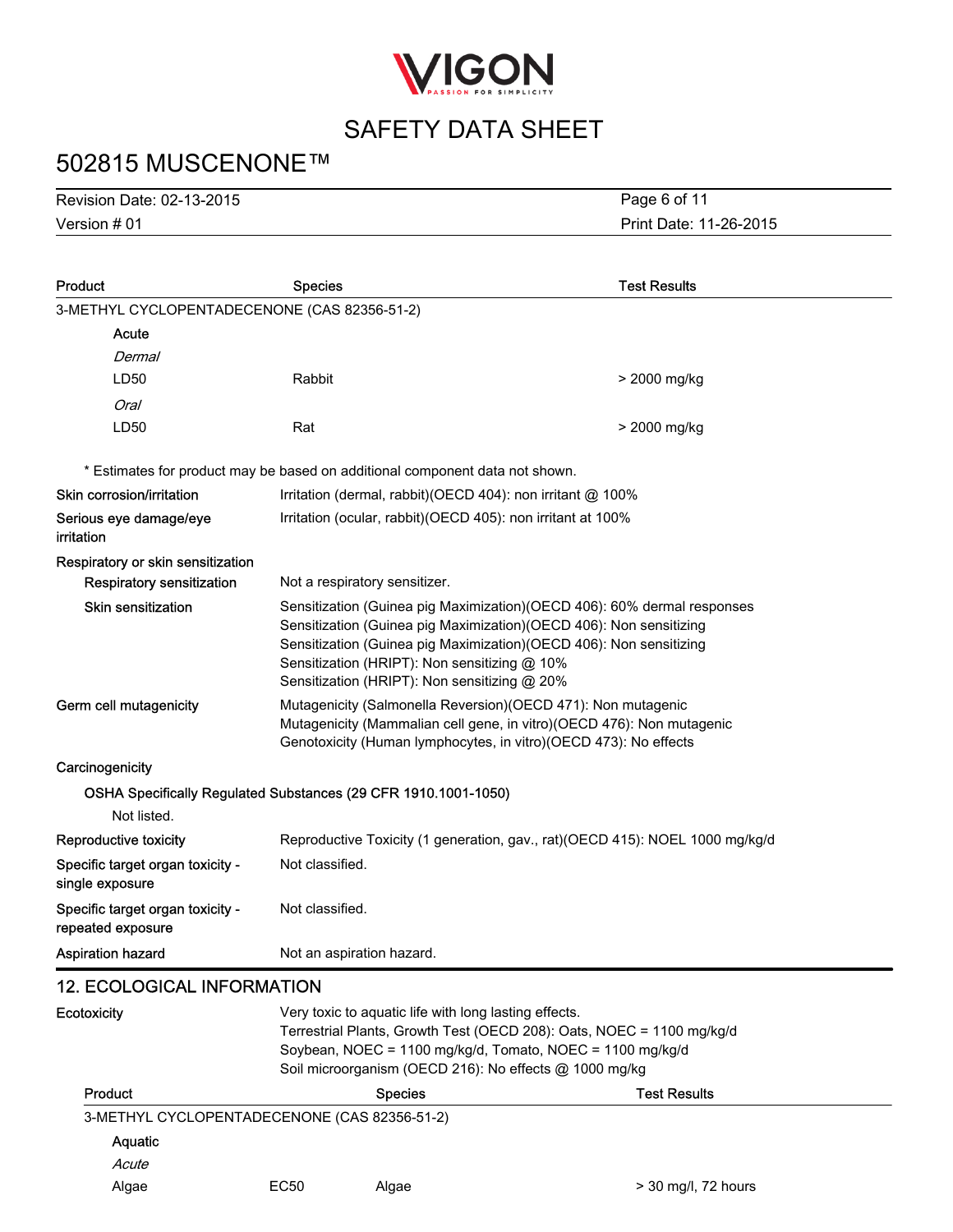| Product | Species | Test Results |
|---|---|---|
| 3-METHYL CYCLOPENTADECENONE (CAS 82356-51-2) | | |
| Acute | | |
| *Dermal* | | |
| LD50 | Rabbit | > 2000 mg/kg |
| *Oral* | | |
| LD50 | Rat | > 2000 mg/kg |

\* Estimates for product may be based on additional component data not shown.

**Skin corrosion/irritation** Irritation (dermal, rabbit)(OECD 404): non irritant @ 100%

**Serious eye damage/eye irritation** Irritation (ocular, rabbit)(OECD 405): non irritant at 100%

**Respiratory or skin sensitization**

**Respiratory sensitization** Not a respiratory sensitizer.

**Skin sensitization**
Sensitization (Guinea pig Maximization)(OECD 406): 60% dermal responses
Sensitization (Guinea pig Maximization)(OECD 406): Non sensitizing
Sensitization (Guinea pig Maximization)(OECD 406): Non sensitizing
Sensitization (HRIPT): Non sensitizing @ 10%
Sensitization (HRIPT): Non sensitizing @ 20%

**Germ cell mutagenicity**
Mutagenicity (Salmonella Reversion)(OECD 471): Non mutagenic
Mutagenicity (Mammalian cell gene, in vitro)(OECD 476): Non mutagenic
Genotoxicity (Human lymphocytes, in vitro)(OECD 473): No effects

**Carcinogenicity**

**OSHA Specifically Regulated Substances (29 CFR 1910.1001-1050)**

Not listed.

**Reproductive toxicity** Reproductive Toxicity (1 generation, gav., rat)(OECD 415): NOEL 1000 mg/kg/d

**Specific target organ toxicity - single exposure** Not classified.

**Specific target organ toxicity - repeated exposure** Not classified.

**Aspiration hazard** Not an aspiration hazard.

## 12. ECOLOGICAL INFORMATION

**Ecotoxicity**
Very toxic to aquatic life with long lasting effects.
Terrestrial Plants, Growth Test (OECD 208): Oats, NOEC = 1100 mg/kg/d
Soybean, NOEC = 1100 mg/kg/d, Tomato, NOEC = 1100 mg/kg/d
Soil microorganism (OECD 216): No effects @ 1000 mg/kg

| Product | | Species | Test Results |
|---|---|---|---|
| 3-METHYL CYCLOPENTADECENONE (CAS 82356-51-2) | | | |
| Aquatic | | | |
| *Acute* | | | |
| Algae | EC50 | Algae | > 30 mg/l, 72 hours |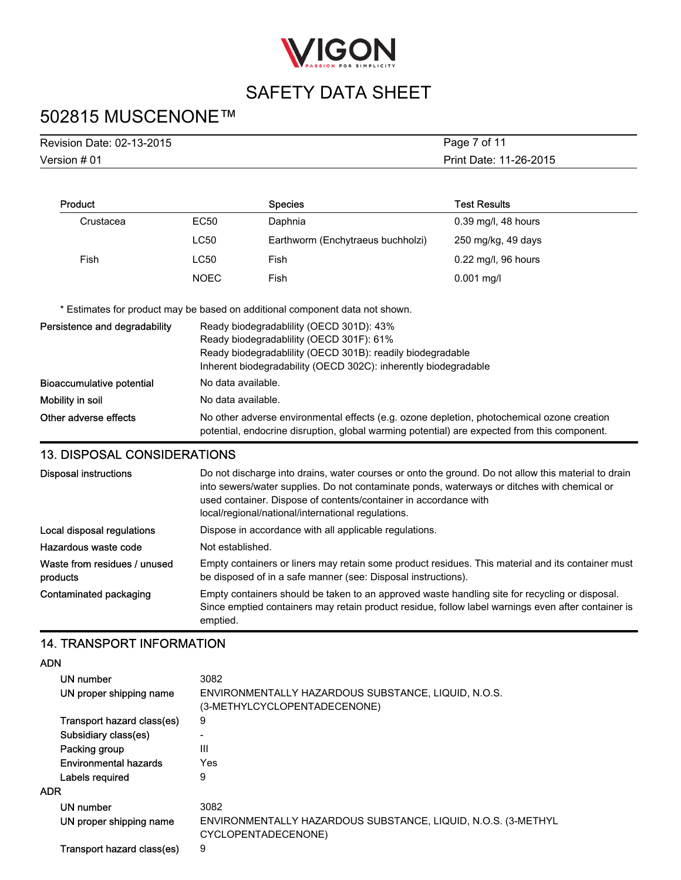| Product | | Species | Test Results |
|---|---|---|---|
| Crustacea | EC50 | Daphnia | 0.39 mg/l, 48 hours |
| | LC50 | Earthworm (Enchytraeus buchholzi) | 250 mg/kg, 49 days |
| Fish | LC50 | Fish | 0.22 mg/l, 96 hours |
| | NOEC | Fish | 0.001 mg/l |

* Estimates for product may be based on additional component data not shown.

**Persistence and degradability**
Ready biodegradablility (OECD 301D): 43%
Ready biodegradablility (OECD 301F): 61%
Ready biodegradablility (OECD 301B): readily biodegradable
Inherent biodegradability (OECD 302C): inherently biodegradable

**Bioaccumulative potential** No data available.

**Mobility in soil** No data available.

**Other adverse effects** No other adverse environmental effects (e.g. ozone depletion, photochemical ozone creation potential, endocrine disruption, global warming potential) are expected from this component.

## 13. DISPOSAL CONSIDERATIONS

**Disposal instructions** Do not discharge into drains, water courses or onto the ground. Do not allow this material to drain into sewers/water supplies. Do not contaminate ponds, waterways or ditches with chemical or used container. Dispose of contents/container in accordance with local/regional/national/international regulations.

**Local disposal regulations** Dispose in accordance with all applicable regulations.

**Hazardous waste code** Not established.

**Waste from residues / unused products** Empty containers or liners may retain some product residues. This material and its container must be disposed of in a safe manner (see: Disposal instructions).

**Contaminated packaging** Empty containers should be taken to an approved waste handling site for recycling or disposal. Since emptied containers may retain product residue, follow label warnings even after container is emptied.

## 14. TRANSPORT INFORMATION

**ADN**

- UN number: 3082
- UN proper shipping name: ENVIRONMENTALLY HAZARDOUS SUBSTANCE, LIQUID, N.O.S. (3-METHYLCYCLOPENTADECENONE)
- Transport hazard class(es): 9
- Subsidiary class(es): -
- Packing group: III
- Environmental hazards: Yes
- Labels required: 9

**ADR**

- UN number: 3082
- UN proper shipping name: ENVIRONMENTALLY HAZARDOUS SUBSTANCE, LIQUID, N.O.S. (3-METHYL CYCLOPENTADECENONE)
- Transport hazard class(es): 9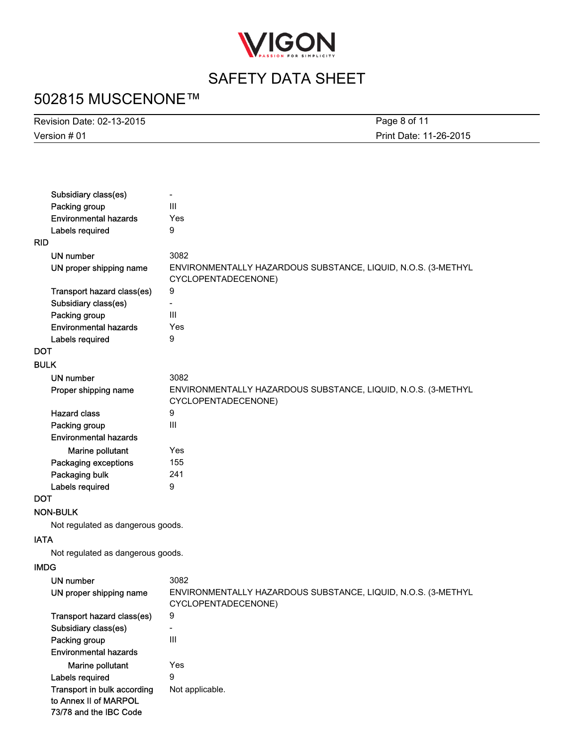| | |
|---|---|
| Subsidiary class(es) | - |
| Packing group | III |
| Environmental hazards | Yes |
| Labels required | 9 |

**RID**

| | |
|---|---|
| UN number | 3082 |
| UN proper shipping name | ENVIRONMENTALLY HAZARDOUS SUBSTANCE, LIQUID, N.O.S. (3-METHYL CYCLOPENTADECENONE) |
| Transport hazard class(es) | 9 |
| Subsidiary class(es) | - |
| Packing group | III |
| Environmental hazards | Yes |
| Labels required | 9 |

**DOT**

**BULK**

| | |
|---|---|
| UN number | 3082 |
| Proper shipping name | ENVIRONMENTALLY HAZARDOUS SUBSTANCE, LIQUID, N.O.S. (3-METHYL CYCLOPENTADECENONE) |
| Hazard class | 9 |
| Packing group | III |
| Environmental hazards | |
| Marine pollutant | Yes |
| Packaging exceptions | 155 |
| Packaging bulk | 241 |
| Labels required | 9 |

**DOT**

**NON-BULK**

Not regulated as dangerous goods.

**IATA**

Not regulated as dangerous goods.

**IMDG**

| | |
|---|---|
| UN number | 3082 |
| UN proper shipping name | ENVIRONMENTALLY HAZARDOUS SUBSTANCE, LIQUID, N.O.S. (3-METHYL CYCLOPENTADECENONE) |
| Transport hazard class(es) | 9 |
| Subsidiary class(es) | - |
| Packing group | III |
| Environmental hazards | |
| Marine pollutant | Yes |
| Labels required | 9 |
| Transport in bulk according to Annex II of MARPOL 73/78 and the IBC Code | Not applicable. |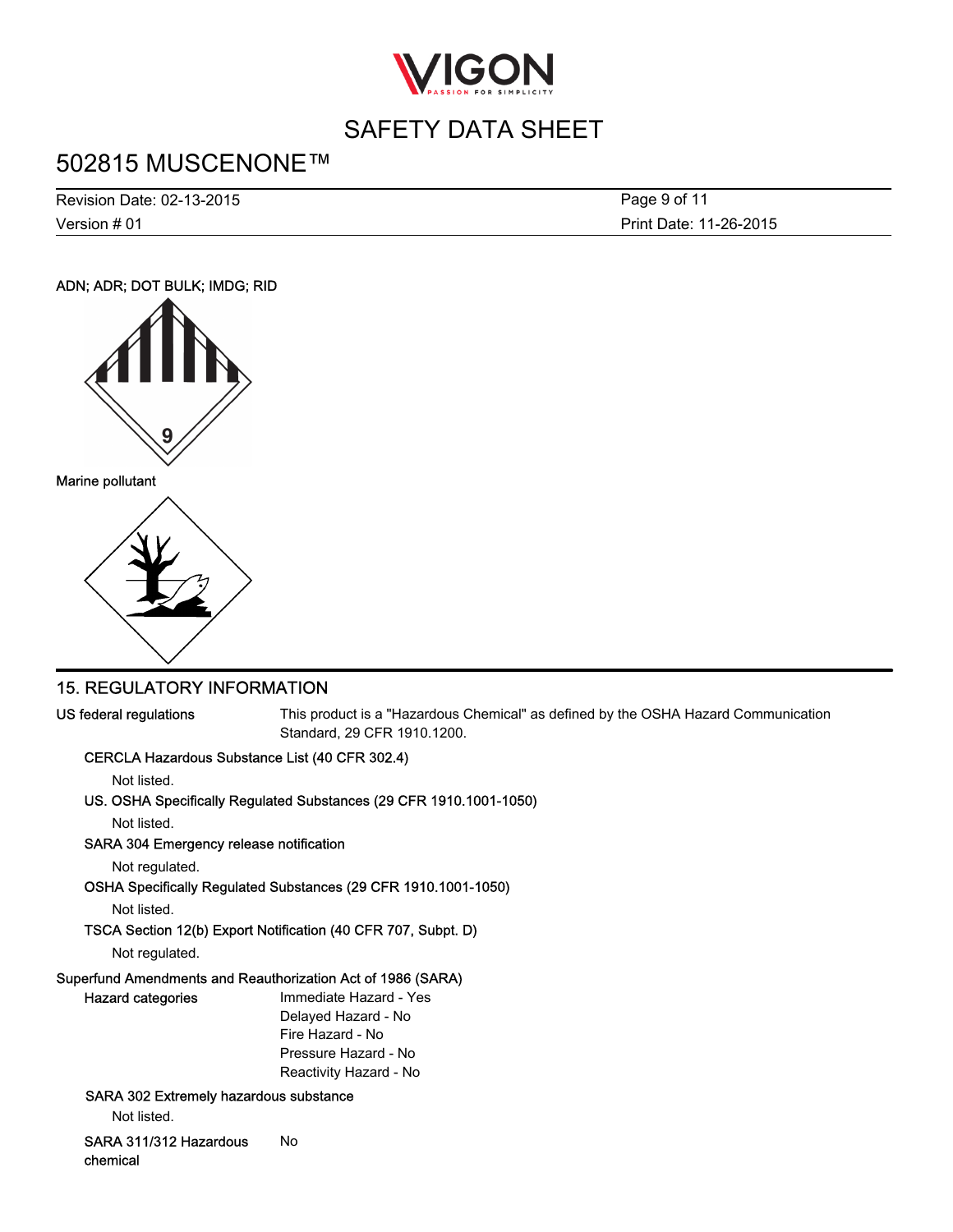ADN; ADR; DOT BULK; IMDG; RID

Marine pollutant

## 15. REGULATORY INFORMATION

**US federal regulations** This product is a "Hazardous Chemical" as defined by the OSHA Hazard Communication Standard, 29 CFR 1910.1200.

**CERCLA Hazardous Substance List (40 CFR 302.4)**

Not listed.

**US. OSHA Specifically Regulated Substances (29 CFR 1910.1001-1050)**

Not listed.

**SARA 304 Emergency release notification**

Not regulated.

**OSHA Specifically Regulated Substances (29 CFR 1910.1001-1050)**

Not listed.

**TSCA Section 12(b) Export Notification (40 CFR 707, Subpt. D)**

Not regulated.

**Superfund Amendments and Reauthorization Act of 1986 (SARA)**

**Hazard categories**

Immediate Hazard - Yes
Delayed Hazard - No
Fire Hazard - No
Pressure Hazard - No
Reactivity Hazard - No

**SARA 302 Extremely hazardous substance**

Not listed.

**SARA 311/312 Hazardous chemical** No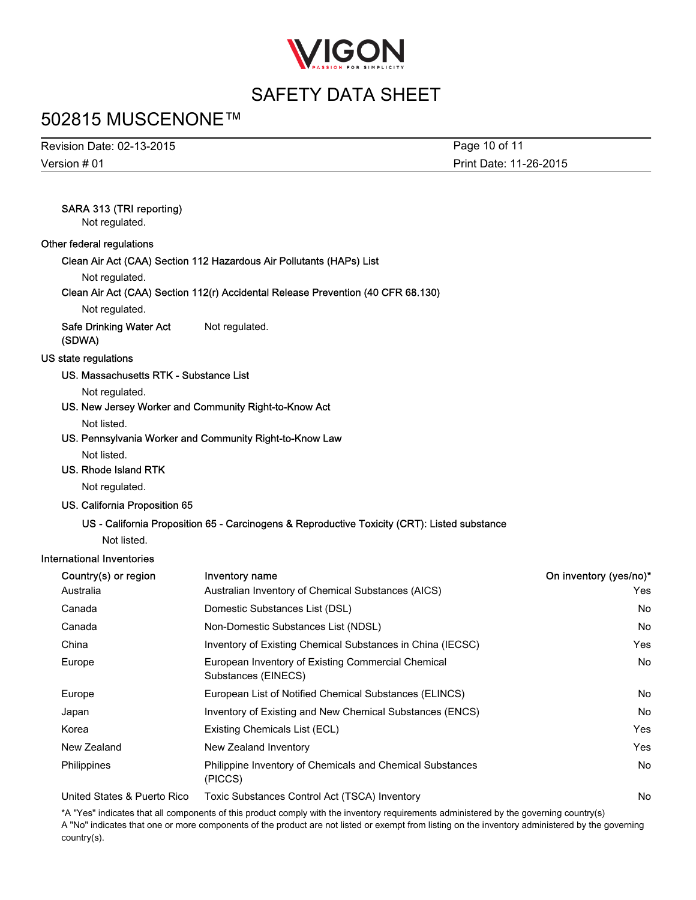**SARA 313 (TRI reporting)**

Not regulated.

### Other federal regulations

**Clean Air Act (CAA) Section 112 Hazardous Air Pollutants (HAPs) List**

Not regulated.

**Clean Air Act (CAA) Section 112(r) Accidental Release Prevention (40 CFR 68.130)**

Not regulated.

**Safe Drinking Water Act (SDWA)** Not regulated.

### US state regulations

**US. Massachusetts RTK - Substance List**

Not regulated.

**US. New Jersey Worker and Community Right-to-Know Act**

Not listed.

**US. Pennsylvania Worker and Community Right-to-Know Law**

Not listed.

**US. Rhode Island RTK**

Not regulated.

**US. California Proposition 65**

**US - California Proposition 65 - Carcinogens & Reproductive Toxicity (CRT): Listed substance**

Not listed.

### International Inventories

| Country(s) or region | Inventory name | On inventory (yes/no)* |
|---|---|---|
| Australia | Australian Inventory of Chemical Substances (AICS) | Yes |
| Canada | Domestic Substances List (DSL) | No |
| Canada | Non-Domestic Substances List (NDSL) | No |
| China | Inventory of Existing Chemical Substances in China (IECSC) | Yes |
| Europe | European Inventory of Existing Commercial Chemical Substances (EINECS) | No |
| Europe | European List of Notified Chemical Substances (ELINCS) | No |
| Japan | Inventory of Existing and New Chemical Substances (ENCS) | No |
| Korea | Existing Chemicals List (ECL) | Yes |
| New Zealand | New Zealand Inventory | Yes |
| Philippines | Philippine Inventory of Chemicals and Chemical Substances (PICCS) | No |
| United States & Puerto Rico | Toxic Substances Control Act (TSCA) Inventory | No |

*A "Yes" indicates that all components of this product comply with the inventory requirements administered by the governing country(s)
A "No" indicates that one or more components of the product are not listed or exempt from listing on the inventory administered by the governing country(s).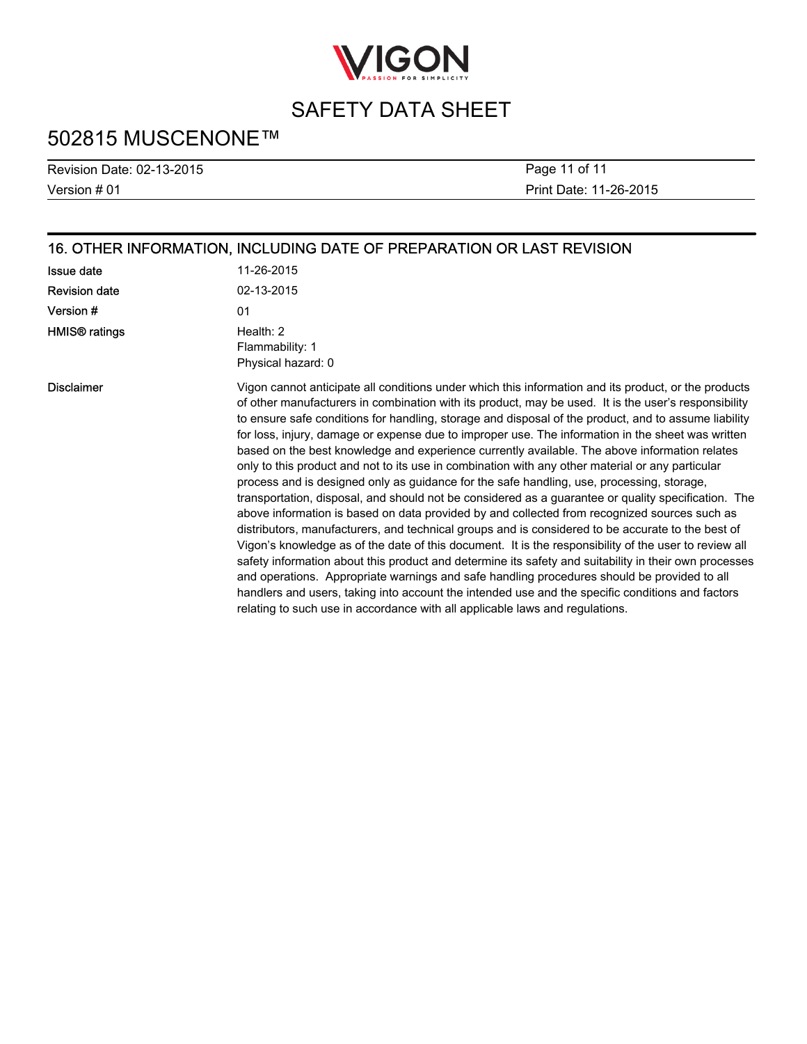## 16. OTHER INFORMATION, INCLUDING DATE OF PREPARATION OR LAST REVISION

| | |
|---|---|
| **Issue date** | 11-26-2015 |
| **Revision date** | 02-13-2015 |
| **Version #** | 01 |
| **HMIS® ratings** | Health: 2<br>Flammability: 1<br>Physical hazard: 0 |
| **Disclaimer** | Vigon cannot anticipate all conditions under which this information and its product, or the products of other manufacturers in combination with its product, may be used. It is the user's responsibility to ensure safe conditions for handling, storage and disposal of the product, and to assume liability for loss, injury, damage or expense due to improper use. The information in the sheet was written based on the best knowledge and experience currently available. The above information relates only to this product and not to its use in combination with any other material or any particular process and is designed only as guidance for the safe handling, use, processing, storage, transportation, disposal, and should not be considered as a guarantee or quality specification. The above information is based on data provided by and collected from recognized sources such as distributors, manufacturers, and technical groups and is considered to be accurate to the best of Vigon's knowledge as of the date of this document. It is the responsibility of the user to review all safety information about this product and determine its safety and suitability in their own processes and operations. Appropriate warnings and safe handling procedures should be provided to all handlers and users, taking into account the intended use and the specific conditions and factors relating to such use in accordance with all applicable laws and regulations. |